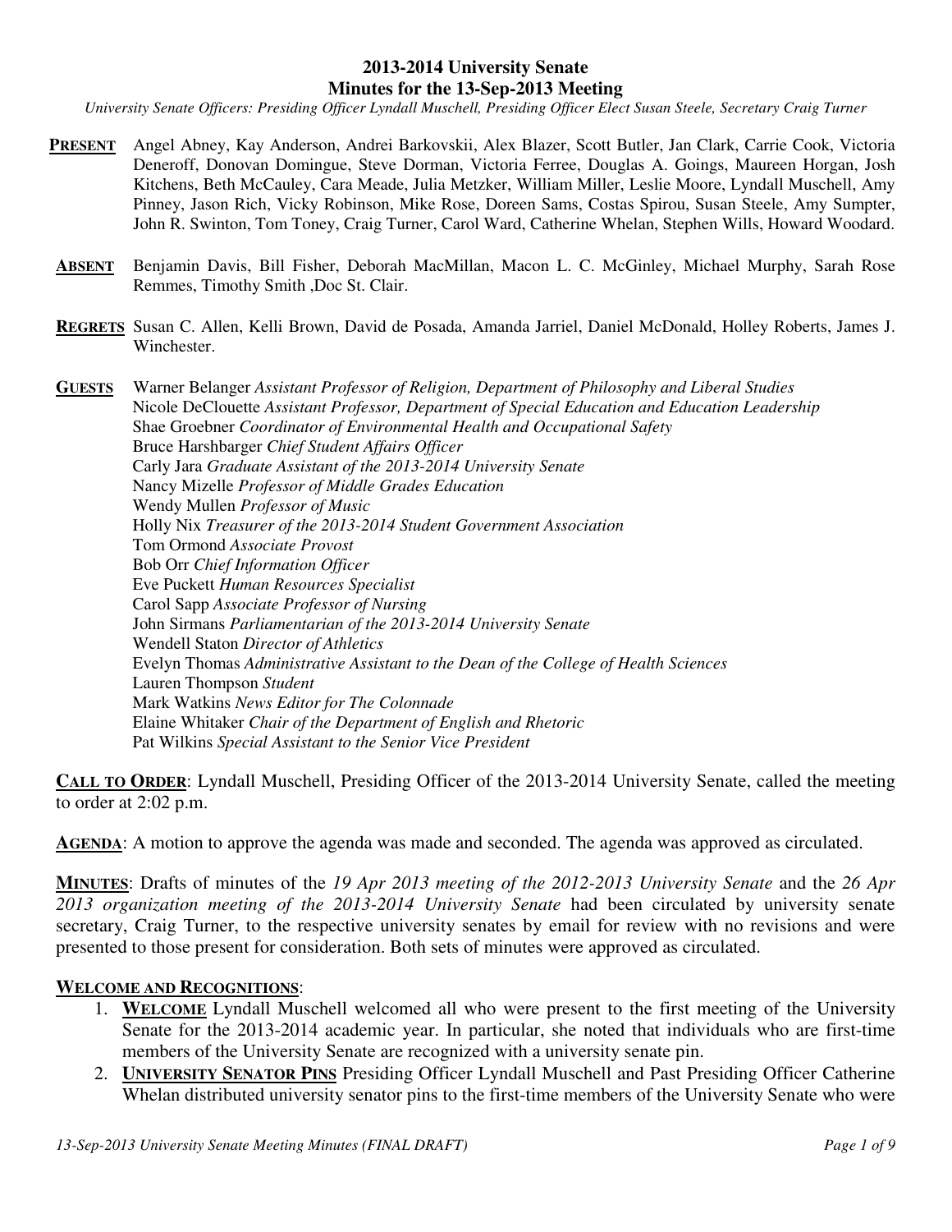# 2013-2014 University Senate
## Minutes for the 13-Sep-2013 Meeting

*University Senate Officers: Presiding Officer Lyndall Muschell, Presiding Officer Elect Susan Steele, Secretary Craig Turner*

**PRESENT** Angel Abney, Kay Anderson, Andrei Barkovskii, Alex Blazer, Scott Butler, Jan Clark, Carrie Cook, Victoria Deneroff, Donovan Domingue, Steve Dorman, Victoria Ferree, Douglas A. Goings, Maureen Horgan, Josh Kitchens, Beth McCauley, Cara Meade, Julia Metzker, William Miller, Leslie Moore, Lyndall Muschell, Amy Pinney, Jason Rich, Vicky Robinson, Mike Rose, Doreen Sams, Costas Spirou, Susan Steele, Amy Sumpter, John R. Swinton, Tom Toney, Craig Turner, Carol Ward, Catherine Whelan, Stephen Wills, Howard Woodard.

**ABSENT** Benjamin Davis, Bill Fisher, Deborah MacMillan, Macon L. C. McGinley, Michael Murphy, Sarah Rose Remmes, Timothy Smith ,Doc St. Clair.

**REGRETS** Susan C. Allen, Kelli Brown, David de Posada, Amanda Jarriel, Daniel McDonald, Holley Roberts, James J. Winchester.

**GUESTS**
Warner Belanger *Assistant Professor of Religion, Department of Philosophy and Liberal Studies*
Nicole DeClouette *Assistant Professor, Department of Special Education and Education Leadership*
Shae Groebner *Coordinator of Environmental Health and Occupational Safety*
Bruce Harshbarger *Chief Student Affairs Officer*
Carly Jara *Graduate Assistant of the 2013-2014 University Senate*
Nancy Mizelle *Professor of Middle Grades Education*
Wendy Mullen *Professor of Music*
Holly Nix *Treasurer of the 2013-2014 Student Government Association*
Tom Ormond *Associate Provost*
Bob Orr *Chief Information Officer*
Eve Puckett *Human Resources Specialist*
Carol Sapp *Associate Professor of Nursing*
John Sirmans *Parliamentarian of the 2013-2014 University Senate*
Wendell Staton *Director of Athletics*
Evelyn Thomas *Administrative Assistant to the Dean of the College of Health Sciences*
Lauren Thompson *Student*
Mark Watkins *News Editor for The Colonnade*
Elaine Whitaker *Chair of the Department of English and Rhetoric*
Pat Wilkins *Special Assistant to the Senior Vice President*

**CALL TO ORDER**: Lyndall Muschell, Presiding Officer of the 2013-2014 University Senate, called the meeting to order at 2:02 p.m.

**AGENDA**: A motion to approve the agenda was made and seconded. The agenda was approved as circulated.

**MINUTES**: Drafts of minutes of the *19 Apr 2013 meeting of the 2012-2013 University Senate* and the *26 Apr 2013 organization meeting of the 2013-2014 University Senate* had been circulated by university senate secretary, Craig Turner, to the respective university senates by email for review with no revisions and were presented to those present for consideration. Both sets of minutes were approved as circulated.

**WELCOME AND RECOGNITIONS**:

1. **WELCOME** Lyndall Muschell welcomed all who were present to the first meeting of the University Senate for the 2013-2014 academic year. In particular, she noted that individuals who are first-time members of the University Senate are recognized with a university senate pin.
2. **UNIVERSITY SENATOR PINS** Presiding Officer Lyndall Muschell and Past Presiding Officer Catherine Whelan distributed university senator pins to the first-time members of the University Senate who were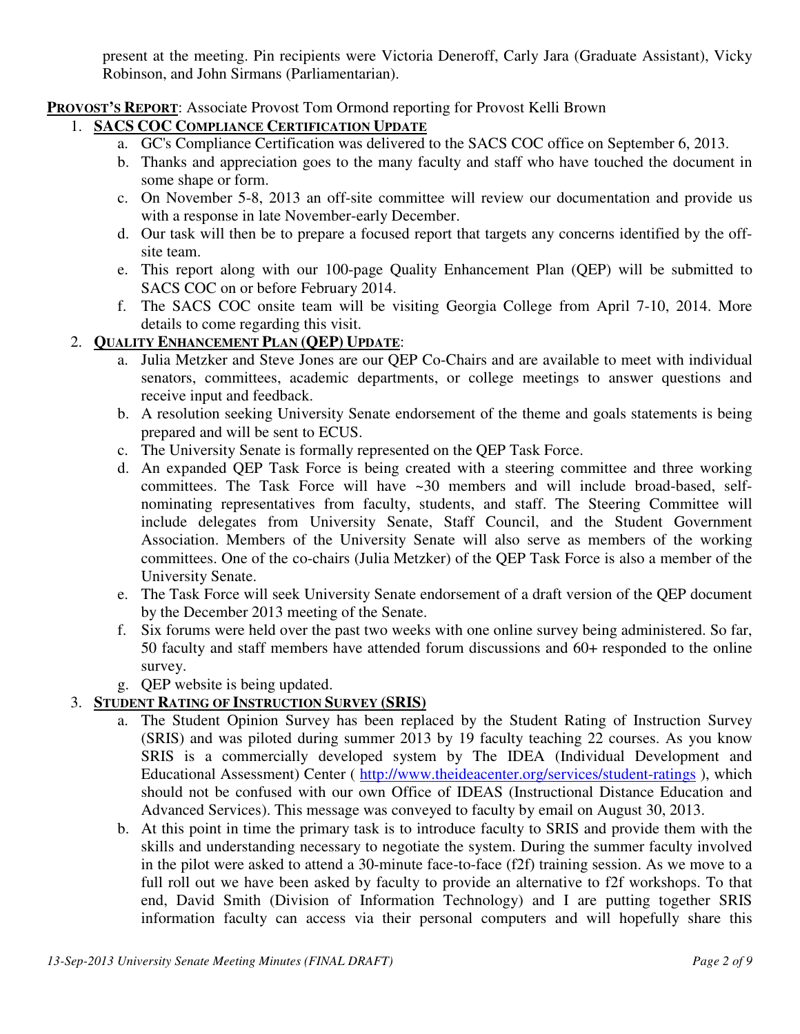present at the meeting. Pin recipients were Victoria Deneroff, Carly Jara (Graduate Assistant), Vicky Robinson, and John Sirmans (Parliamentarian).

**PROVOST'S REPORT**: Associate Provost Tom Ormond reporting for Provost Kelli Brown

1. **SACS COC COMPLIANCE CERTIFICATION UPDATE**
   a. GC's Compliance Certification was delivered to the SACS COC office on September 6, 2013.
   b. Thanks and appreciation goes to the many faculty and staff who have touched the document in some shape or form.
   c. On November 5-8, 2013 an off-site committee will review our documentation and provide us with a response in late November-early December.
   d. Our task will then be to prepare a focused report that targets any concerns identified by the off-site team.
   e. This report along with our 100-page Quality Enhancement Plan (QEP) will be submitted to SACS COC on or before February 2014.
   f. The SACS COC onsite team will be visiting Georgia College from April 7-10, 2014. More details to come regarding this visit.
2. **QUALITY ENHANCEMENT PLAN (QEP) UPDATE**:
   a. Julia Metzker and Steve Jones are our QEP Co-Chairs and are available to meet with individual senators, committees, academic departments, or college meetings to answer questions and receive input and feedback.
   b. A resolution seeking University Senate endorsement of the theme and goals statements is being prepared and will be sent to ECUS.
   c. The University Senate is formally represented on the QEP Task Force.
   d. An expanded QEP Task Force is being created with a steering committee and three working committees. The Task Force will have ~30 members and will include broad-based, self-nominating representatives from faculty, students, and staff. The Steering Committee will include delegates from University Senate, Staff Council, and the Student Government Association. Members of the University Senate will also serve as members of the working committees. One of the co-chairs (Julia Metzker) of the QEP Task Force is also a member of the University Senate.
   e. The Task Force will seek University Senate endorsement of a draft version of the QEP document by the December 2013 meeting of the Senate.
   f. Six forums were held over the past two weeks with one online survey being administered. So far, 50 faculty and staff members have attended forum discussions and 60+ responded to the online survey.
   g. QEP website is being updated.
3. **STUDENT RATING OF INSTRUCTION SURVEY (SRIS)**
   a. The Student Opinion Survey has been replaced by the Student Rating of Instruction Survey (SRIS) and was piloted during summer 2013 by 19 faculty teaching 22 courses. As you know SRIS is a commercially developed system by The IDEA (Individual Development and Educational Assessment) Center ( http://www.theideacenter.org/services/student-ratings ), which should not be confused with our own Office of IDEAS (Instructional Distance Education and Advanced Services). This message was conveyed to faculty by email on August 30, 2013.
   b. At this point in time the primary task is to introduce faculty to SRIS and provide them with the skills and understanding necessary to negotiate the system. During the summer faculty involved in the pilot were asked to attend a 30-minute face-to-face (f2f) training session. As we move to a full roll out we have been asked by faculty to provide an alternative to f2f workshops. To that end, David Smith (Division of Information Technology) and I are putting together SRIS information faculty can access via their personal computers and will hopefully share this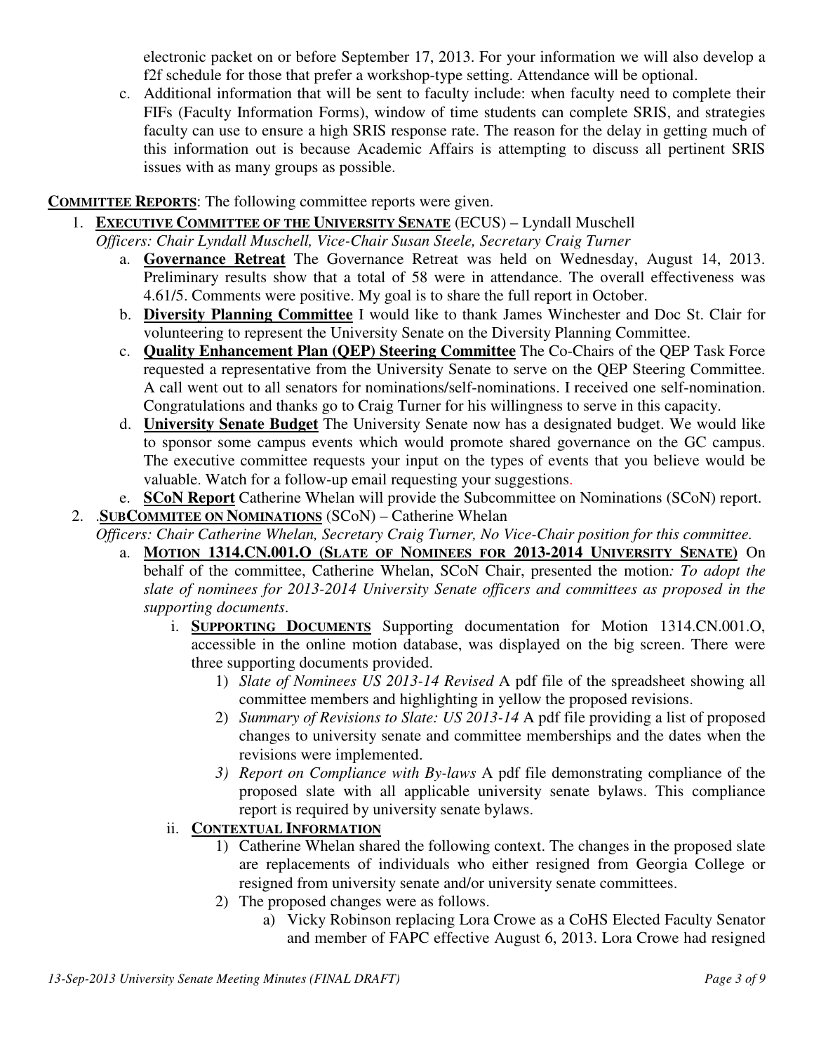electronic packet on or before September 17, 2013. For your information we will also develop a f2f schedule for those that prefer a workshop-type setting. Attendance will be optional.

c. Additional information that will be sent to faculty include: when faculty need to complete their FIFs (Faculty Information Forms), window of time students can complete SRIS, and strategies faculty can use to ensure a high SRIS response rate. The reason for the delay in getting much of this information out is because Academic Affairs is attempting to discuss all pertinent SRIS issues with as many groups as possible.

**COMMITTEE REPORTS**: The following committee reports were given.

1. **EXECUTIVE COMMITTEE OF THE UNIVERSITY SENATE** (ECUS) – Lyndall Muschell
   *Officers: Chair Lyndall Muschell, Vice-Chair Susan Steele, Secretary Craig Turner*
   a. **Governance Retreat** The Governance Retreat was held on Wednesday, August 14, 2013. Preliminary results show that a total of 58 were in attendance. The overall effectiveness was 4.61/5. Comments were positive. My goal is to share the full report in October.
   b. **Diversity Planning Committee** I would like to thank James Winchester and Doc St. Clair for volunteering to represent the University Senate on the Diversity Planning Committee.
   c. **Quality Enhancement Plan (QEP) Steering Committee** The Co-Chairs of the QEP Task Force requested a representative from the University Senate to serve on the QEP Steering Committee. A call went out to all senators for nominations/self-nominations. I received one self-nomination. Congratulations and thanks go to Craig Turner for his willingness to serve in this capacity.
   d. **University Senate Budget** The University Senate now has a designated budget. We would like to sponsor some campus events which would promote shared governance on the GC campus. The executive committee requests your input on the types of events that you believe would be valuable. Watch for a follow-up email requesting your suggestions.
   e. **SCoN Report** Catherine Whelan will provide the Subcommittee on Nominations (SCoN) report.
2. .**SUBCOMMITEE ON NOMINATIONS** (SCoN) – Catherine Whelan
   *Officers: Chair Catherine Whelan, Secretary Craig Turner, No Vice-Chair position for this committee.*
   a. **MOTION 1314.CN.001.O (SLATE OF NOMINEES FOR 2013-2014 UNIVERSITY SENATE)** On behalf of the committee, Catherine Whelan, SCoN Chair, presented the motion*: To adopt the slate of nominees for 2013-2014 University Senate officers and committees as proposed in the supporting documents*.
      i. **SUPPORTING DOCUMENTS** Supporting documentation for Motion 1314.CN.001.O, accessible in the online motion database, was displayed on the big screen. There were three supporting documents provided.
         1) *Slate of Nominees US 2013-14 Revised* A pdf file of the spreadsheet showing all committee members and highlighting in yellow the proposed revisions.
         2) *Summary of Revisions to Slate: US 2013-14* A pdf file providing a list of proposed changes to university senate and committee memberships and the dates when the revisions were implemented.
         3) *Report on Compliance with By-laws* A pdf file demonstrating compliance of the proposed slate with all applicable university senate bylaws. This compliance report is required by university senate bylaws.
      ii. **CONTEXTUAL INFORMATION**
         1) Catherine Whelan shared the following context. The changes in the proposed slate are replacements of individuals who either resigned from Georgia College or resigned from university senate and/or university senate committees.
         2) The proposed changes were as follows.
            a) Vicky Robinson replacing Lora Crowe as a CoHS Elected Faculty Senator and member of FAPC effective August 6, 2013. Lora Crowe had resigned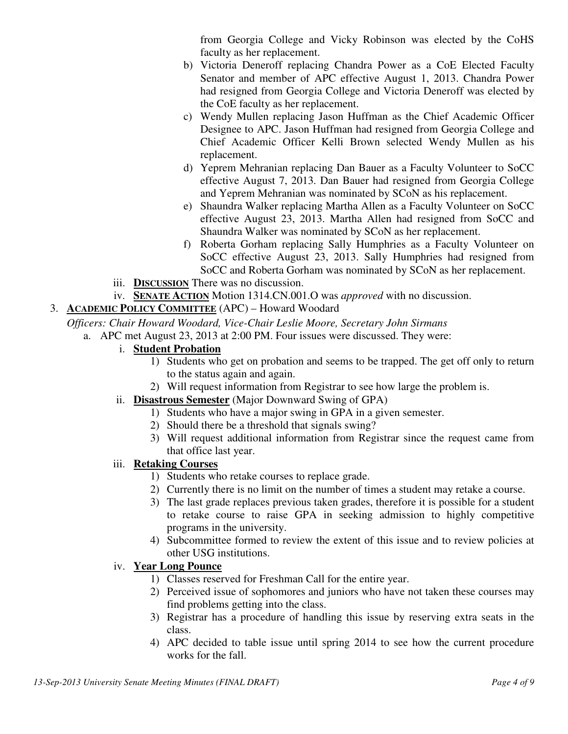from Georgia College and Vicky Robinson was elected by the CoHS faculty as her replacement.

b) Victoria Deneroff replacing Chandra Power as a CoE Elected Faculty Senator and member of APC effective August 1, 2013. Chandra Power had resigned from Georgia College and Victoria Deneroff was elected by the CoE faculty as her replacement.

c) Wendy Mullen replacing Jason Huffman as the Chief Academic Officer Designee to APC. Jason Huffman had resigned from Georgia College and Chief Academic Officer Kelli Brown selected Wendy Mullen as his replacement.

d) Yeprem Mehranian replacing Dan Bauer as a Faculty Volunteer to SoCC effective August 7, 2013. Dan Bauer had resigned from Georgia College and Yeprem Mehranian was nominated by SCoN as his replacement.

e) Shaundra Walker replacing Martha Allen as a Faculty Volunteer on SoCC effective August 23, 2013. Martha Allen had resigned from SoCC and Shaundra Walker was nominated by SCoN as her replacement.

f) Roberta Gorham replacing Sally Humphries as a Faculty Volunteer on SoCC effective August 23, 2013. Sally Humphries had resigned from SoCC and Roberta Gorham was nominated by SCoN as her replacement.

iii. **DISCUSSION** There was no discussion.

iv. **SENATE ACTION** Motion 1314.CN.001.O was *approved* with no discussion.

3. **ACADEMIC POLICY COMMITTEE** (APC) – Howard Woodard

*Officers: Chair Howard Woodard, Vice-Chair Leslie Moore, Secretary John Sirmans*

a. APC met August 23, 2013 at 2:00 PM. Four issues were discussed. They were:

i. **Student Probation**

1) Students who get on probation and seems to be trapped. The get off only to return to the status again and again.
2) Will request information from Registrar to see how large the problem is.

ii. **Disastrous Semester** (Major Downward Swing of GPA)

1) Students who have a major swing in GPA in a given semester.
2) Should there be a threshold that signals swing?
3) Will request additional information from Registrar since the request came from that office last year.

iii. **Retaking Courses**

1) Students who retake courses to replace grade.
2) Currently there is no limit on the number of times a student may retake a course.
3) The last grade replaces previous taken grades, therefore it is possible for a student to retake course to raise GPA in seeking admission to highly competitive programs in the university.
4) Subcommittee formed to review the extent of this issue and to review policies at other USG institutions.

iv. **Year Long Pounce**

1) Classes reserved for Freshman Call for the entire year.
2) Perceived issue of sophomores and juniors who have not taken these courses may find problems getting into the class.
3) Registrar has a procedure of handling this issue by reserving extra seats in the class.
4) APC decided to table issue until spring 2014 to see how the current procedure works for the fall.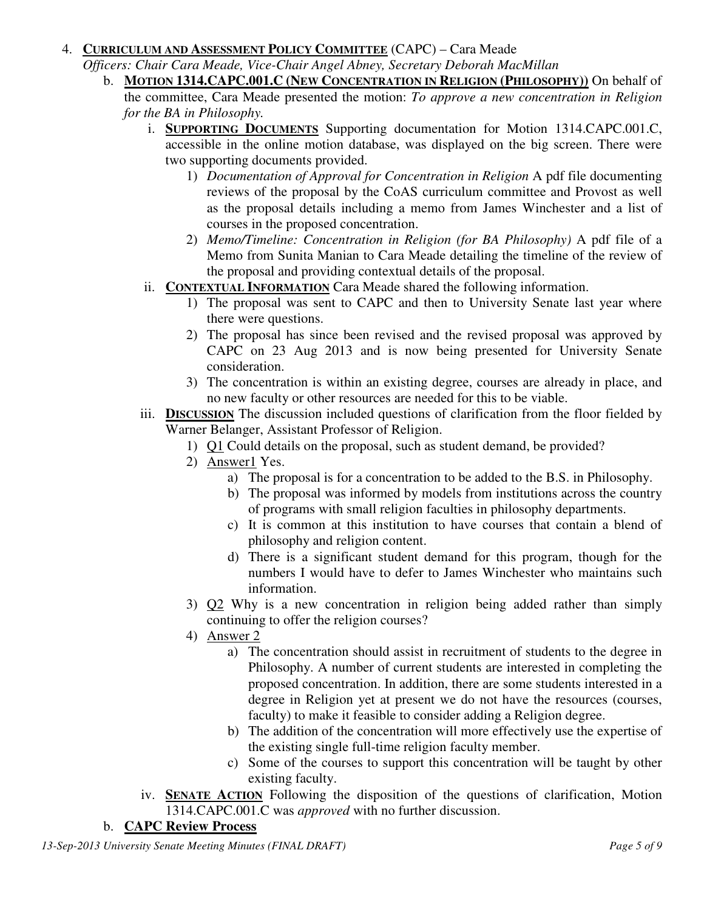4. **CURRICULUM AND ASSESSMENT POLICY COMMITTEE** (CAPC) – Cara Meade

   *Officers: Chair Cara Meade, Vice-Chair Angel Abney, Secretary Deborah MacMillan*

   b. **MOTION 1314.CAPC.001.C (NEW CONCENTRATION IN RELIGION (PHILOSOPHY))** On behalf of the committee, Cara Meade presented the motion: *To approve a new concentration in Religion for the BA in Philosophy.*

      i. **SUPPORTING DOCUMENTS** Supporting documentation for Motion 1314.CAPC.001.C, accessible in the online motion database, was displayed on the big screen. There were two supporting documents provided.

         1) *Documentation of Approval for Concentration in Religion* A pdf file documenting reviews of the proposal by the CoAS curriculum committee and Provost as well as the proposal details including a memo from James Winchester and a list of courses in the proposed concentration.

         2) *Memo/Timeline: Concentration in Religion (for BA Philosophy)* A pdf file of a Memo from Sunita Manian to Cara Meade detailing the timeline of the review of the proposal and providing contextual details of the proposal.

      ii. **CONTEXTUAL INFORMATION** Cara Meade shared the following information.

         1) The proposal was sent to CAPC and then to University Senate last year where there were questions.

         2) The proposal has since been revised and the revised proposal was approved by CAPC on 23 Aug 2013 and is now being presented for University Senate consideration.

         3) The concentration is within an existing degree, courses are already in place, and no new faculty or other resources are needed for this to be viable.

      iii. **DISCUSSION** The discussion included questions of clarification from the floor fielded by Warner Belanger, Assistant Professor of Religion.

         1) Q1 Could details on the proposal, such as student demand, be provided?

         2) Answer1 Yes.

            a) The proposal is for a concentration to be added to the B.S. in Philosophy.

            b) The proposal was informed by models from institutions across the country of programs with small religion faculties in philosophy departments.

            c) It is common at this institution to have courses that contain a blend of philosophy and religion content.

            d) There is a significant student demand for this program, though for the numbers I would have to defer to James Winchester who maintains such information.

         3) Q2 Why is a new concentration in religion being added rather than simply continuing to offer the religion courses?

         4) Answer 2

            a) The concentration should assist in recruitment of students to the degree in Philosophy. A number of current students are interested in completing the proposed concentration. In addition, there are some students interested in a degree in Religion yet at present we do not have the resources (courses, faculty) to make it feasible to consider adding a Religion degree.

            b) The addition of the concentration will more effectively use the expertise of the existing single full-time religion faculty member.

            c) Some of the courses to support this concentration will be taught by other existing faculty.

      iv. **SENATE ACTION** Following the disposition of the questions of clarification, Motion 1314.CAPC.001.C was *approved* with no further discussion.

   b. **CAPC Review Process**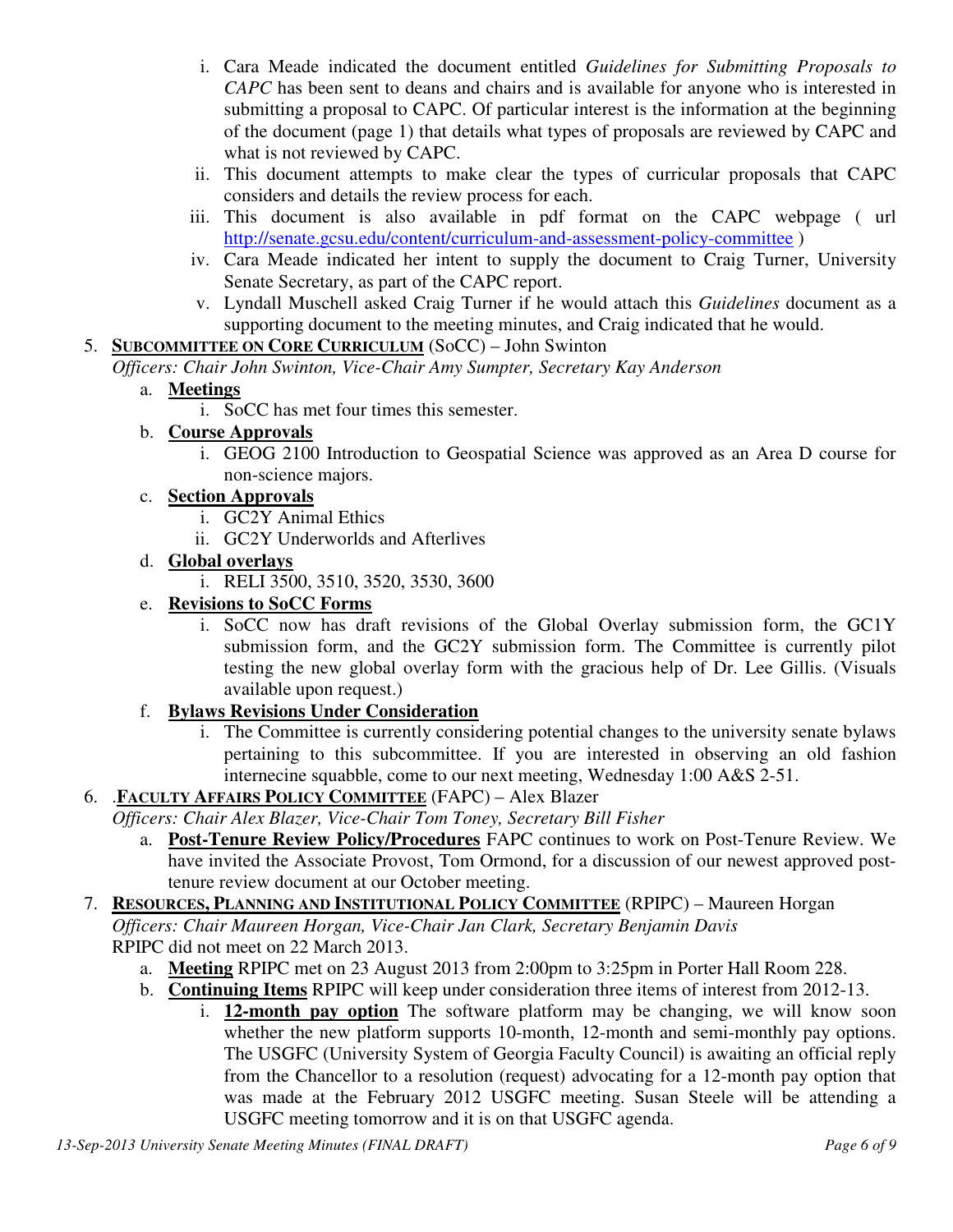i. Cara Meade indicated the document entitled *Guidelines for Submitting Proposals to CAPC* has been sent to deans and chairs and is available for anyone who is interested in submitting a proposal to CAPC. Of particular interest is the information at the beginning of the document (page 1) that details what types of proposals are reviewed by CAPC and what is not reviewed by CAPC.

ii. This document attempts to make clear the types of curricular proposals that CAPC considers and details the review process for each.

iii. This document is also available in pdf format on the CAPC webpage ( url http://senate.gcsu.edu/content/curriculum-and-assessment-policy-committee )

iv. Cara Meade indicated her intent to supply the document to Craig Turner, University Senate Secretary, as part of the CAPC report.

v. Lyndall Muschell asked Craig Turner if he would attach this *Guidelines* document as a supporting document to the meeting minutes, and Craig indicated that he would.

5. **SUBCOMMITTEE ON CORE CURRICULUM** (SoCC) – John Swinton

*Officers: Chair John Swinton, Vice-Chair Amy Sumpter, Secretary Kay Anderson*

a. **Meetings**
   i. SoCC has met four times this semester.

b. **Course Approvals**
   i. GEOG 2100 Introduction to Geospatial Science was approved as an Area D course for non-science majors.

c. **Section Approvals**
   i. GC2Y Animal Ethics
   ii. GC2Y Underworlds and Afterlives

d. **Global overlays**
   i. RELI 3500, 3510, 3520, 3530, 3600

e. **Revisions to SoCC Forms**
   i. SoCC now has draft revisions of the Global Overlay submission form, the GC1Y submission form, and the GC2Y submission form. The Committee is currently pilot testing the new global overlay form with the gracious help of Dr. Lee Gillis. (Visuals available upon request.)

f. **Bylaws Revisions Under Consideration**
   i. The Committee is currently considering potential changes to the university senate bylaws pertaining to this subcommittee. If you are interested in observing an old fashion internecine squabble, come to our next meeting, Wednesday 1:00 A&S 2-51.

6. .**FACULTY AFFAIRS POLICY COMMITTEE** (FAPC) – Alex Blazer

*Officers: Chair Alex Blazer, Vice-Chair Tom Toney, Secretary Bill Fisher*

a. **Post-Tenure Review Policy/Procedures** FAPC continues to work on Post-Tenure Review. We have invited the Associate Provost, Tom Ormond, for a discussion of our newest approved post-tenure review document at our October meeting.

7. **RESOURCES, PLANNING AND INSTITUTIONAL POLICY COMMITTEE** (RPIPC) – Maureen Horgan

*Officers: Chair Maureen Horgan, Vice-Chair Jan Clark, Secretary Benjamin Davis*

RPIPC did not meet on 22 March 2013.

a. **Meeting** RPIPC met on 23 August 2013 from 2:00pm to 3:25pm in Porter Hall Room 228.

b. **Continuing Items** RPIPC will keep under consideration three items of interest from 2012-13.
   i. **12-month pay option** The software platform may be changing, we will know soon whether the new platform supports 10-month, 12-month and semi-monthly pay options. The USGFC (University System of Georgia Faculty Council) is awaiting an official reply from the Chancellor to a resolution (request) advocating for a 12-month pay option that was made at the February 2012 USGFC meeting. Susan Steele will be attending a USGFC meeting tomorrow and it is on that USGFC agenda.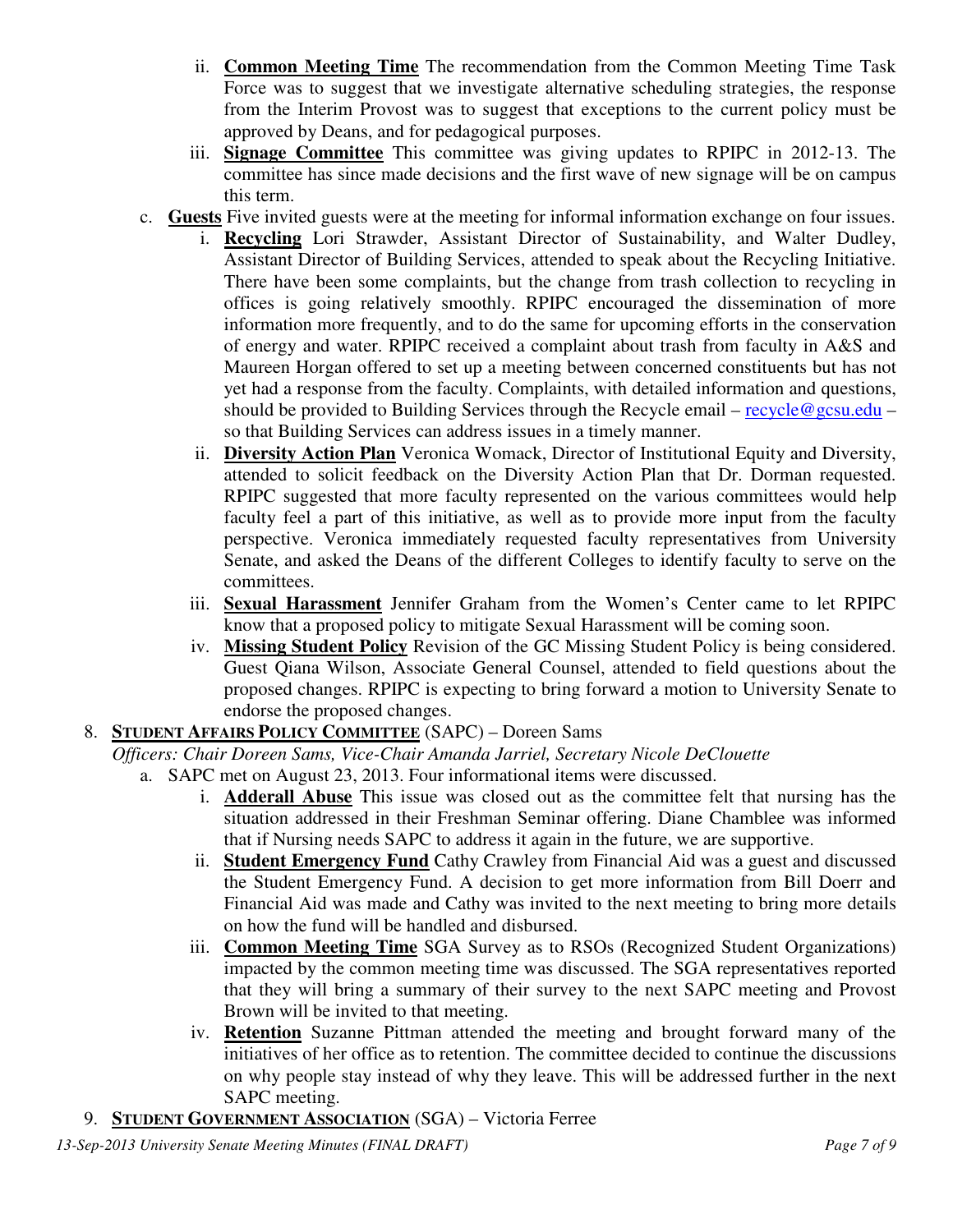ii. **Common Meeting Time** The recommendation from the Common Meeting Time Task Force was to suggest that we investigate alternative scheduling strategies, the response from the Interim Provost was to suggest that exceptions to the current policy must be approved by Deans, and for pedagogical purposes.

iii. **Signage Committee** This committee was giving updates to RPIPC in 2012-13. The committee has since made decisions and the first wave of new signage will be on campus this term.

c. **Guests** Five invited guests were at the meeting for informal information exchange on four issues.

i. **Recycling** Lori Strawder, Assistant Director of Sustainability, and Walter Dudley, Assistant Director of Building Services, attended to speak about the Recycling Initiative. There have been some complaints, but the change from trash collection to recycling in offices is going relatively smoothly. RPIPC encouraged the dissemination of more information more frequently, and to do the same for upcoming efforts in the conservation of energy and water. RPIPC received a complaint about trash from faculty in A&S and Maureen Horgan offered to set up a meeting between concerned constituents but has not yet had a response from the faculty. Complaints, with detailed information and questions, should be provided to Building Services through the Recycle email – recycle@gcsu.edu – so that Building Services can address issues in a timely manner.

ii. **Diversity Action Plan** Veronica Womack, Director of Institutional Equity and Diversity, attended to solicit feedback on the Diversity Action Plan that Dr. Dorman requested. RPIPC suggested that more faculty represented on the various committees would help faculty feel a part of this initiative, as well as to provide more input from the faculty perspective. Veronica immediately requested faculty representatives from University Senate, and asked the Deans of the different Colleges to identify faculty to serve on the committees.

iii. **Sexual Harassment** Jennifer Graham from the Women's Center came to let RPIPC know that a proposed policy to mitigate Sexual Harassment will be coming soon.

iv. **Missing Student Policy** Revision of the GC Missing Student Policy is being considered. Guest Qiana Wilson, Associate General Counsel, attended to field questions about the proposed changes. RPIPC is expecting to bring forward a motion to University Senate to endorse the proposed changes.

8. **STUDENT AFFAIRS POLICY COMMITTEE** (SAPC) – Doreen Sams

*Officers: Chair Doreen Sams, Vice-Chair Amanda Jarriel, Secretary Nicole DeClouette*

a. SAPC met on August 23, 2013. Four informational items were discussed.

i. **Adderall Abuse** This issue was closed out as the committee felt that nursing has the situation addressed in their Freshman Seminar offering. Diane Chamblee was informed that if Nursing needs SAPC to address it again in the future, we are supportive.

ii. **Student Emergency Fund** Cathy Crawley from Financial Aid was a guest and discussed the Student Emergency Fund. A decision to get more information from Bill Doerr and Financial Aid was made and Cathy was invited to the next meeting to bring more details on how the fund will be handled and disbursed.

iii. **Common Meeting Time** SGA Survey as to RSOs (Recognized Student Organizations) impacted by the common meeting time was discussed. The SGA representatives reported that they will bring a summary of their survey to the next SAPC meeting and Provost Brown will be invited to that meeting.

iv. **Retention** Suzanne Pittman attended the meeting and brought forward many of the initiatives of her office as to retention. The committee decided to continue the discussions on why people stay instead of why they leave. This will be addressed further in the next SAPC meeting.

9. **STUDENT GOVERNMENT ASSOCIATION** (SGA) – Victoria Ferree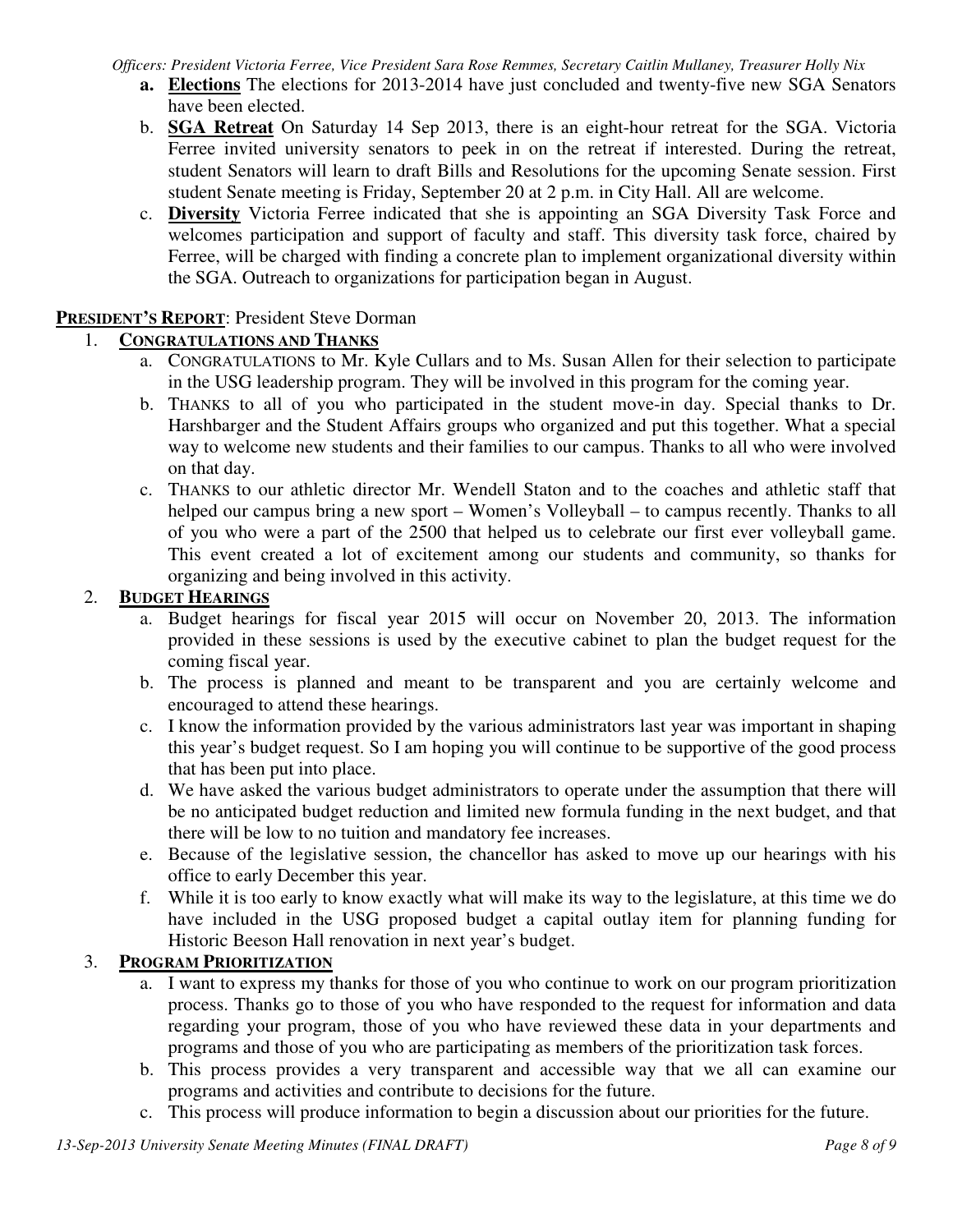*Officers: President Victoria Ferree, Vice President Sara Rose Remmes, Secretary Caitlin Mullaney, Treasurer Holly Nix*

a. **Elections** The elections for 2013-2014 have just concluded and twenty-five new SGA Senators have been elected.

b. **SGA Retreat** On Saturday 14 Sep 2013, there is an eight-hour retreat for the SGA. Victoria Ferree invited university senators to peek in on the retreat if interested. During the retreat, student Senators will learn to draft Bills and Resolutions for the upcoming Senate session. First student Senate meeting is Friday, September 20 at 2 p.m. in City Hall. All are welcome.

c. **Diversity** Victoria Ferree indicated that she is appointing an SGA Diversity Task Force and welcomes participation and support of faculty and staff. This diversity task force, chaired by Ferree, will be charged with finding a concrete plan to implement organizational diversity within the SGA. Outreach to organizations for participation began in August.

**PRESIDENT'S REPORT**: President Steve Dorman

1. **CONGRATULATIONS AND THANKS**
   a. CONGRATULATIONS to Mr. Kyle Cullars and to Ms. Susan Allen for their selection to participate in the USG leadership program. They will be involved in this program for the coming year.
   b. THANKS to all of you who participated in the student move-in day. Special thanks to Dr. Harshbarger and the Student Affairs groups who organized and put this together. What a special way to welcome new students and their families to our campus. Thanks to all who were involved on that day.
   c. THANKS to our athletic director Mr. Wendell Staton and to the coaches and athletic staff that helped our campus bring a new sport – Women's Volleyball – to campus recently. Thanks to all of you who were a part of the 2500 that helped us to celebrate our first ever volleyball game. This event created a lot of excitement among our students and community, so thanks for organizing and being involved in this activity.

2. **BUDGET HEARINGS**
   a. Budget hearings for fiscal year 2015 will occur on November 20, 2013. The information provided in these sessions is used by the executive cabinet to plan the budget request for the coming fiscal year.
   b. The process is planned and meant to be transparent and you are certainly welcome and encouraged to attend these hearings.
   c. I know the information provided by the various administrators last year was important in shaping this year's budget request. So I am hoping you will continue to be supportive of the good process that has been put into place.
   d. We have asked the various budget administrators to operate under the assumption that there will be no anticipated budget reduction and limited new formula funding in the next budget, and that there will be low to no tuition and mandatory fee increases.
   e. Because of the legislative session, the chancellor has asked to move up our hearings with his office to early December this year.
   f. While it is too early to know exactly what will make its way to the legislature, at this time we do have included in the USG proposed budget a capital outlay item for planning funding for Historic Beeson Hall renovation in next year's budget.

3. **PROGRAM PRIORITIZATION**
   a. I want to express my thanks for those of you who continue to work on our program prioritization process. Thanks go to those of you who have responded to the request for information and data regarding your program, those of you who have reviewed these data in your departments and programs and those of you who are participating as members of the prioritization task forces.
   b. This process provides a very transparent and accessible way that we all can examine our programs and activities and contribute to decisions for the future.
   c. This process will produce information to begin a discussion about our priorities for the future.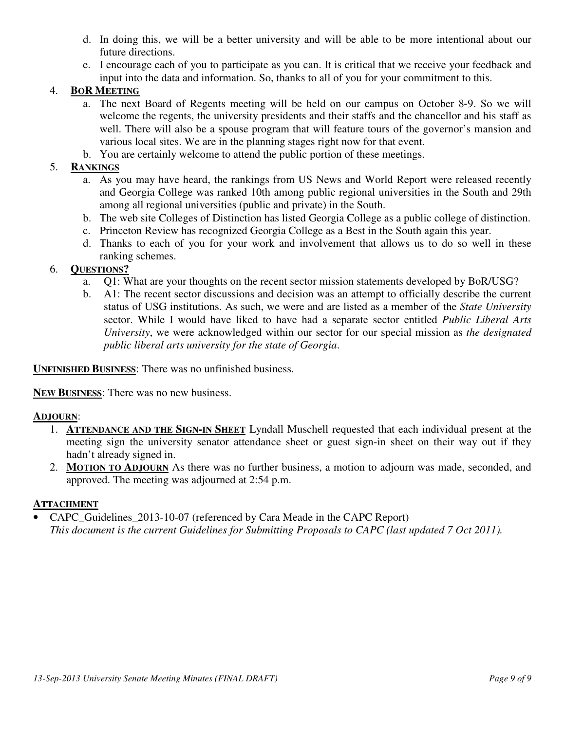d. In doing this, we will be a better university and will be able to be more intentional about our future directions.
e. I encourage each of you to participate as you can. It is critical that we receive your feedback and input into the data and information. So, thanks to all of you for your commitment to this.

4. **BoR MEETING**
   a. The next Board of Regents meeting will be held on our campus on October 8-9. So we will welcome the regents, the university presidents and their staffs and the chancellor and his staff as well. There will also be a spouse program that will feature tours of the governor's mansion and various local sites. We are in the planning stages right now for that event.
   b. You are certainly welcome to attend the public portion of these meetings.

5. **RANKINGS**
   a. As you may have heard, the rankings from US News and World Report were released recently and Georgia College was ranked 10th among public regional universities in the South and 29th among all regional universities (public and private) in the South.
   b. The web site Colleges of Distinction has listed Georgia College as a public college of distinction.
   c. Princeton Review has recognized Georgia College as a Best in the South again this year.
   d. Thanks to each of you for your work and involvement that allows us to do so well in these ranking schemes.

6. **QUESTIONS?**
   a. Q1: What are your thoughts on the recent sector mission statements developed by BoR/USG?
   b. A1: The recent sector discussions and decision was an attempt to officially describe the current status of USG institutions. As such, we were and are listed as a member of the *State University* sector. While I would have liked to have had a separate sector entitled *Public Liberal Arts University*, we were acknowledged within our sector for our special mission as *the designated public liberal arts university for the state of Georgia*.

**UNFINISHED BUSINESS**: There was no unfinished business.

**NEW BUSINESS**: There was no new business.

**ADJOURN**:

1. **ATTENDANCE AND THE SIGN-IN SHEET** Lyndall Muschell requested that each individual present at the meeting sign the university senator attendance sheet or guest sign-in sheet on their way out if they hadn't already signed in.
2. **MOTION TO ADJOURN** As there was no further business, a motion to adjourn was made, seconded, and approved. The meeting was adjourned at 2:54 p.m.

**ATTACHMENT**

- CAPC_Guidelines_2013-10-07 (referenced by Cara Meade in the CAPC Report)
  *This document is the current Guidelines for Submitting Proposals to CAPC (last updated 7 Oct 2011).*